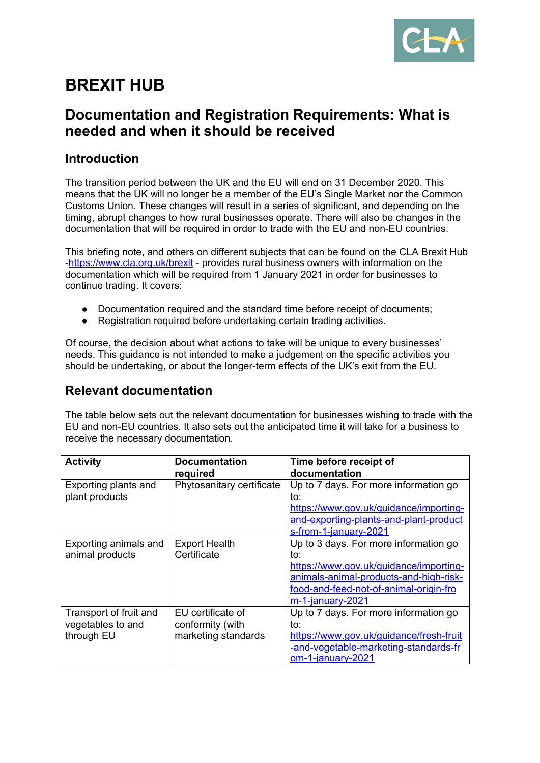# BREXIT HUB

## Documentation and Registration Requirements: What is needed and when it should be received

### Introduction

The transition period between the UK and the EU will end on 31 December 2020. This means that the UK will no longer be a member of the EU's Single Market nor the Common Customs Union. These changes will result in a series of significant, and depending on the timing, abrupt changes to how rural businesses operate. There will also be changes in the documentation that will be required in order to trade with the EU and non-EU countries.

This briefing note, and others on different subjects that can be found on the CLA Brexit Hub -https://www.cla.org.uk/brexit - provides rural business owners with information on the documentation which will be required from 1 January 2021 in order for businesses to continue trading. It covers:

- Documentation required and the standard time before receipt of documents;
- Registration required before undertaking certain trading activities.

Of course, the decision about what actions to take will be unique to every businesses' needs. This guidance is not intended to make a judgement on the specific activities you should be undertaking, or about the longer-term effects of the UK's exit from the EU.

### Relevant documentation

The table below sets out the relevant documentation for businesses wishing to trade with the EU and non-EU countries. It also sets out the anticipated time it will take for a business to receive the necessary documentation.

| Activity | Documentation required | Time before receipt of documentation |
|---|---|---|
| Exporting plants and plant products | Phytosanitary certificate | Up to 7 days. For more information go to: https://www.gov.uk/guidance/importing-and-exporting-plants-and-plant-products-from-1-january-2021 |
| Exporting animals and animal products | Export Health Certificate | Up to 3 days. For more information go to: https://www.gov.uk/guidance/importing-animals-animal-products-and-high-risk-food-and-feed-not-of-animal-origin-from-1-january-2021 |
| Transport of fruit and vegetables to and through EU | EU certificate of conformity (with marketing standards | Up to 7 days. For more information go to: https://www.gov.uk/guidance/fresh-fruit-and-vegetable-marketing-standards-from-1-january-2021 |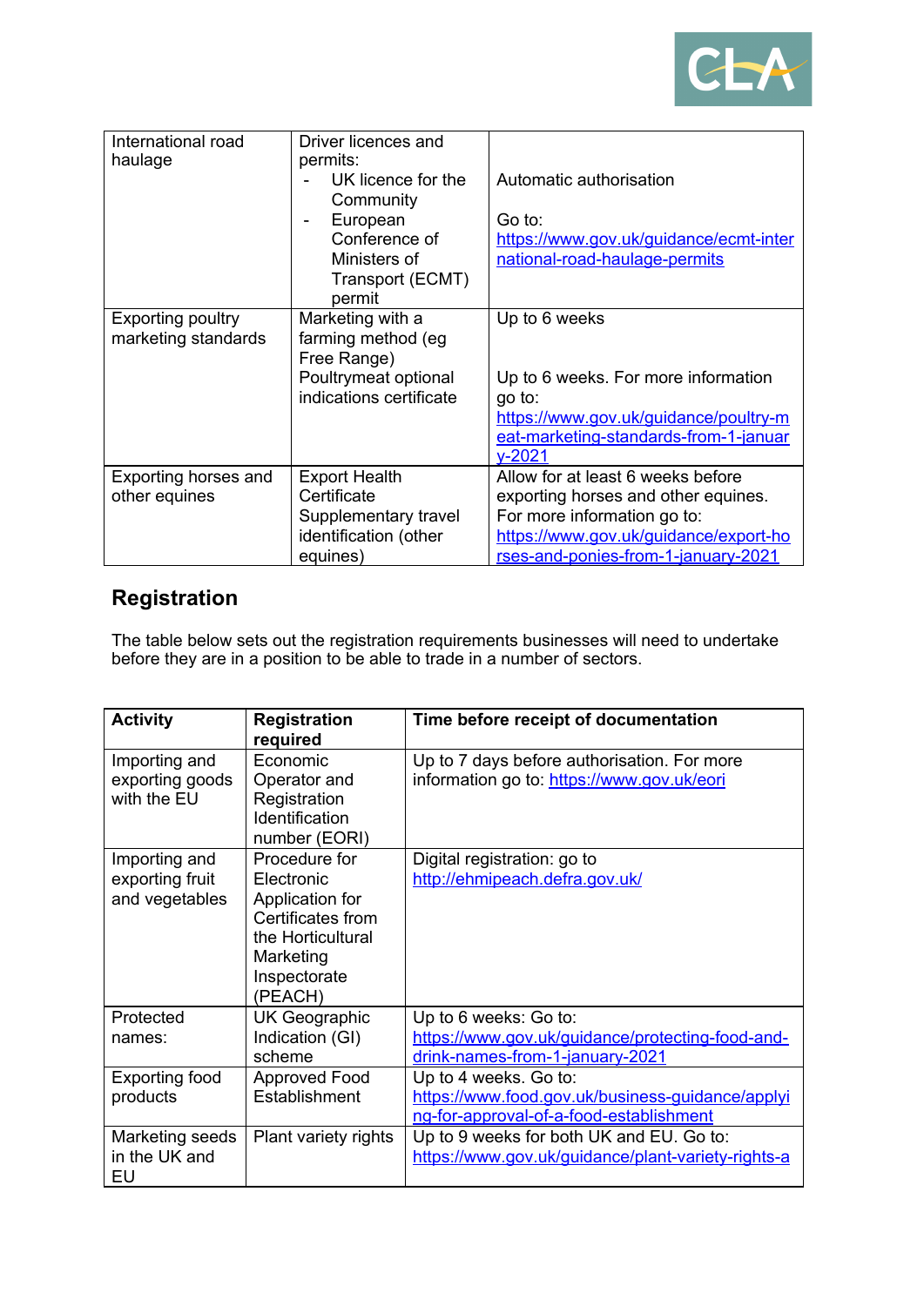| International road haulage | Driver licences and permits:<br>- UK licence for the Community<br>- European Conference of Ministers of Transport (ECMT) permit | Automatic authorisation<br><br>Go to: https://www.gov.uk/guidance/ecmt-international-road-haulage-permits |
|---|---|---|
| Exporting poultry marketing standards | Marketing with a farming method (eg Free Range)<br>Poultrymeat optional indications certificate | Up to 6 weeks<br><br>Up to 6 weeks. For more information go to: https://www.gov.uk/guidance/poultry-meat-marketing-standards-from-1-january-2021 |
| Exporting horses and other equines | Export Health Certificate<br>Supplementary travel identification (other equines) | Allow for at least 6 weeks before exporting horses and other equines. For more information go to: https://www.gov.uk/guidance/export-horses-and-ponies-from-1-january-2021 |

## Registration

The table below sets out the registration requirements businesses will need to undertake before they are in a position to be able to trade in a number of sectors.

| Activity | Registration required | Time before receipt of documentation |
|---|---|---|
| Importing and exporting goods with the EU | Economic Operator and Registration Identification number (EORI) | Up to 7 days before authorisation. For more information go to: https://www.gov.uk/eori |
| Importing and exporting fruit and vegetables | Procedure for Electronic Application for Certificates from the Horticultural Marketing Inspectorate (PEACH) | Digital registration: go to http://ehmipeach.defra.gov.uk/ |
| Protected names: | UK Geographic Indication (GI) scheme | Up to 6 weeks: Go to: https://www.gov.uk/guidance/protecting-food-and-drink-names-from-1-january-2021 |
| Exporting food products | Approved Food Establishment | Up to 4 weeks. Go to: https://www.food.gov.uk/business-guidance/applying-for-approval-of-a-food-establishment |
| Marketing seeds in the UK and EU | Plant variety rights | Up to 9 weeks for both UK and EU. Go to: https://www.gov.uk/guidance/plant-variety-rights-a |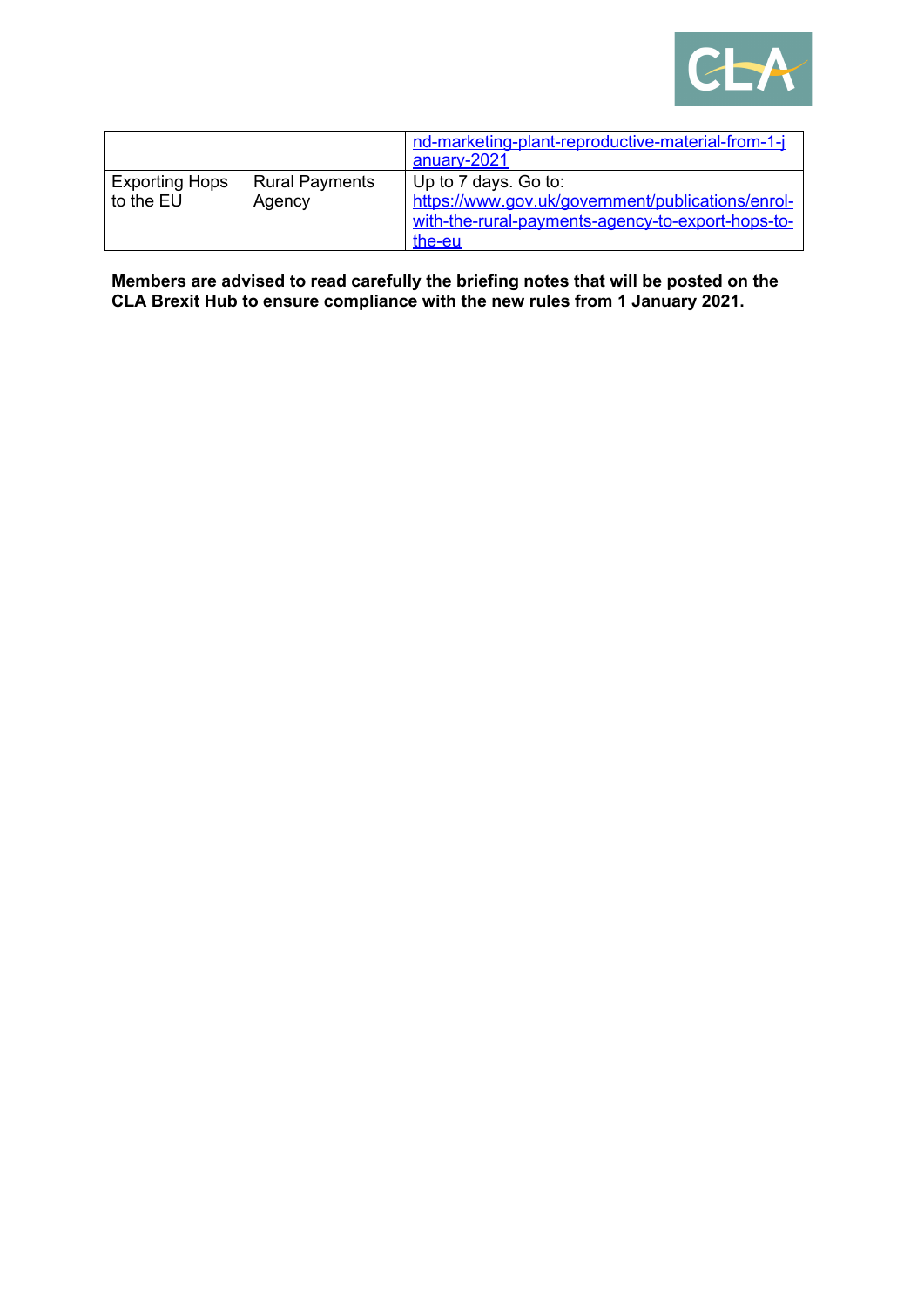| | | |
|---|---|---|
| | | nd-marketing-plant-reproductive-material-from-1-january-2021 |
| Exporting Hops to the EU | Rural Payments Agency | Up to 7 days. Go to: https://www.gov.uk/government/publications/enrol-with-the-rural-payments-agency-to-export-hops-to-the-eu |

**Members are advised to read carefully the briefing notes that will be posted on the CLA Brexit Hub to ensure compliance with the new rules from 1 January 2021.**